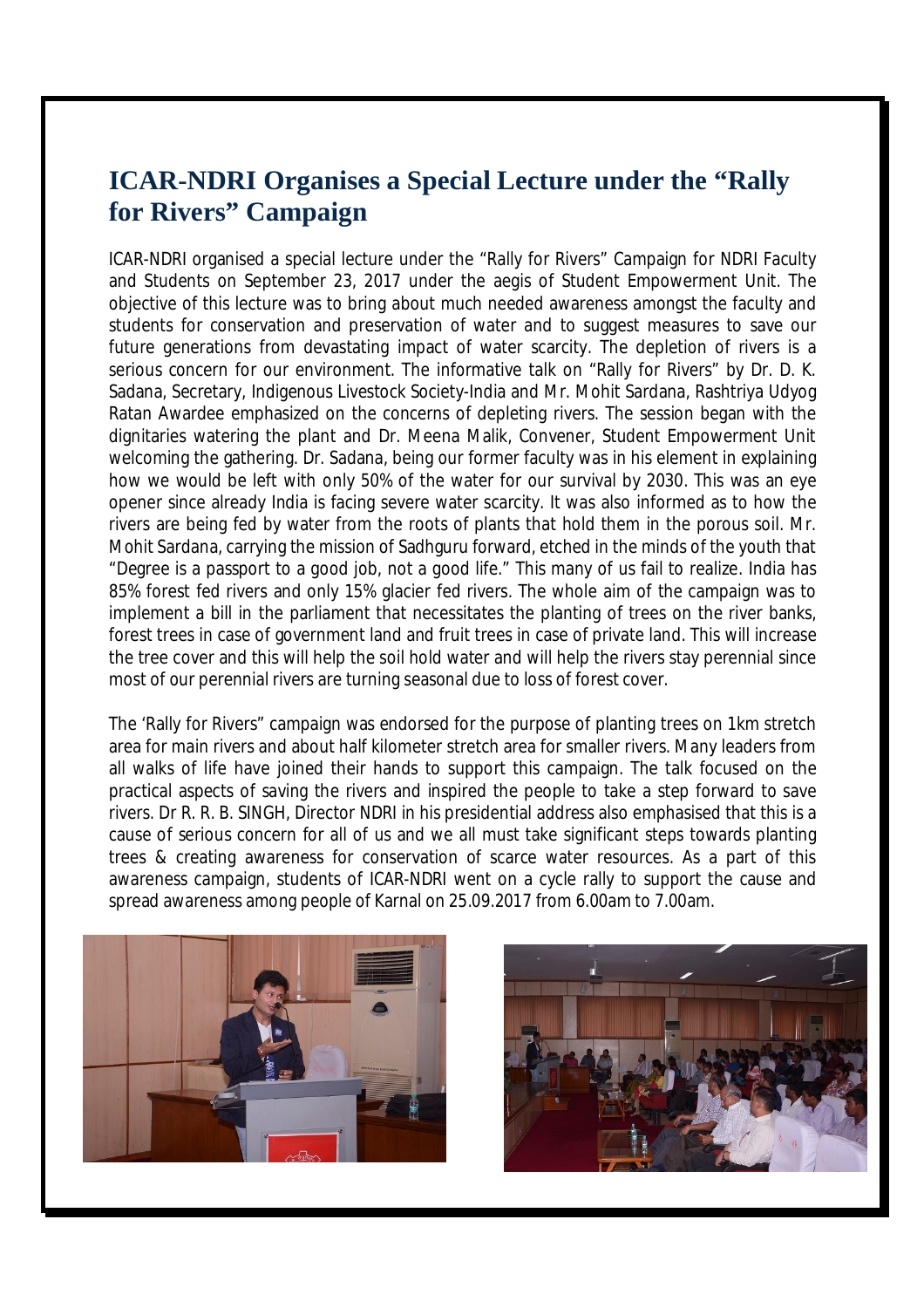# ICAR-NDRI Organises a Special Lecture under the "Rally for Rivers" Campaign

ICAR-NDRI organised a special lecture under the "Rally for Rivers" Campaign for NDRI Faculty and Students on September 23, 2017 under the aegis of Student Empowerment Unit. The objective of this lecture was to bring about much needed awareness amongst the faculty and students for conservation and preservation of water and to suggest measures to save our future generations from devastating impact of water scarcity. The depletion of rivers is a serious concern for our environment. The informative talk on "Rally for Rivers" by Dr. D. K. Sadana, Secretary, Indigenous Livestock Society-India and Mr. Mohit Sardana, Rashtriya Udyog Ratan Awardee emphasized on the concerns of depleting rivers. The session began with the dignitaries watering the plant and Dr. Meena Malik, Convener, Student Empowerment Unit welcoming the gathering. Dr. Sadana, being our former faculty was in his element in explaining how we would be left with only 50% of the water for our survival by 2030. This was an eye opener since already India is facing severe water scarcity. It was also informed as to how the rivers are being fed by water from the roots of plants that hold them in the porous soil. Mr. Mohit Sardana, carrying the mission of Sadhguru forward, etched in the minds of the youth that "Degree is a passport to a good job, not a good life." This many of us fail to realize. India has 85% forest fed rivers and only 15% glacier fed rivers. The whole aim of the campaign was to implement a bill in the parliament that necessitates the planting of trees on the river banks, forest trees in case of government land and fruit trees in case of private land. This will increase the tree cover and this will help the soil hold water and will help the rivers stay perennial since most of our perennial rivers are turning seasonal due to loss of forest cover.

The 'Rally for Rivers" campaign was endorsed for the purpose of planting trees on 1km stretch area for main rivers and about half kilometer stretch area for smaller rivers. Many leaders from all walks of life have joined their hands to support this campaign. The talk focused on the practical aspects of saving the rivers and inspired the people to take a step forward to save rivers. Dr R. R. B. SINGH, Director NDRI in his presidential address also emphasised that this is a cause of serious concern for all of us and we all must take significant steps towards planting trees & creating awareness for conservation of scarce water resources. As a part of this awareness campaign, students of ICAR-NDRI went on a cycle rally to support the cause and spread awareness among people of Karnal on 25.09.2017 from 6.00am to 7.00am.